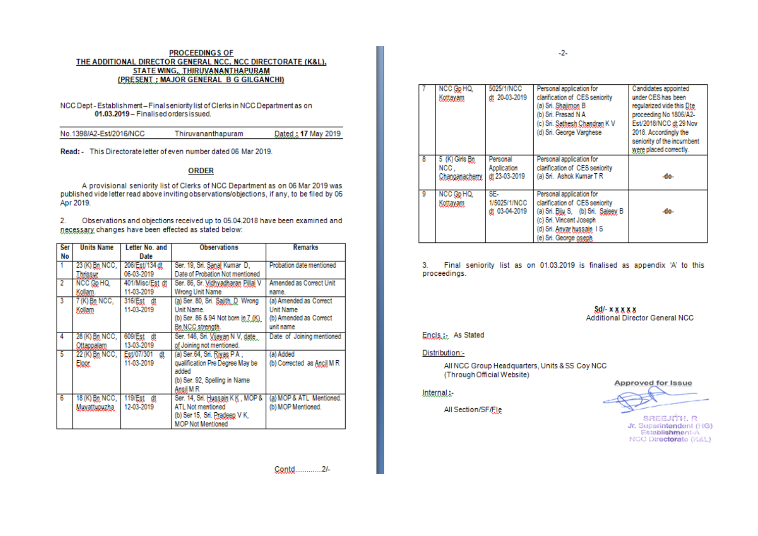**PROCEEDINGS OF**
**THE ADDITIONAL DIRECTOR GENERAL NCC, NCC DIRECTORATE (K&L), STATE WING, THIRUVANANTHAPURAM**
**(PRESENT : MAJOR GENERAL B G GILGANCHI)**

NCC Dept - Establishment – Final seniority list of Clerks in NCC Department as on **01.03.2019** – Finalised orders issued.

No.1398/A2-Est/2016/NCC    Thiruvananthapuram    Dated : **17** May 2019

**Read:** - This Directorate letter of even number dated 06 Mar 2019.

**ORDER**

A provisional seniority list of Clerks of NCC Department as on 06 Mar 2019 was published vide letter read above inviting observations/objections, if any, to be filed by 05 Apr 2019.

2. Observations and objections received up to 05.04.2018 have been examined and necessary changes have been effected as stated below:

| Ser No | Units Name | Letter No. and Date | Observations | Remarks |
|---|---|---|---|---|
| 1 | 23 (K) Bn NCC, Thrissur | 206/Est/134 dt 06-03-2019 | Ser. 19, Sri. Sanal Kumar D, Date of Probation Not mentioned | Probation date mentioned |
| 2 | NCC Gp HQ, Kollam | 401/Misc/Est dt 11-03-2019 | Ser. 86, Sr. Vidhyadharan Pillai V Wrong Unit Name | Amended as Correct Unit name. |
| 3 | 7 (K) Bn NCC, Kollam | 316/Est dt 11-03-2019 | (a) Ser. 80, Sri. Sajith, D Wrong Unit Name. (b) Ser. 86 & 94 Not born in 7 (K) Bn NCC strength. | (a) Amended as Correct Unit Name (b) Amended as Correct unit name |
| 4 | 28 (K) Bn NCC, Ottappalam | 609/Est dt 13-03-2019 | Ser. 146, Sri. Vijayan N V, date of Joining not mentioned. | Date of Joining mentioned |
| 5 | 22 (K) Bn NCC, Eloor | Est/07/301 dt 11-03-2019 | (a) Ser.64, Sri. Riyas P A, qualification Pre Degree May be added (b) Ser. 92, Spelling in Name Ansil M R | (a) Added (b) Corrected as Ancil M R |
| 6 | 18 (K) Bn NCC, Muvattupuzha | 119/Est dt 12-03-2019 | Ser. 14, Sri. Hussain K K, MOP & ATL Not mentioned (b) Ser 15, Sri. Pradeep V K, MOP Not Mentioned | (a) MOP & ATL Mentioned. (b) MOP Mentioned. |
| 7 | NCC Gp HQ, Kottayam | 5025/1/NCC dt 20-03-2019 | Personal application for clarification of CES seniority (a) Sri. Shajimon B (b) Sri. Prasad N A (c) Sri. Sathesh Chandran K V (d) Sri. George Varghese | Candidates appointed under CES has been regularized vide this Dte proceeding No 1806/A2-Est/2018/NCC dt 29 Nov 2018. Accordingly the seniority of the incumbent were placed correctly. |
| 8 | 5 (K) Girls Bn NCC, Changanacherry | Personal Application dt 23-03-2019 | Personal application for clarification of CES seniority (a) Sri. Ashok Kumar T R | -do- |
| 9 | NCC Gp HQ, Kottayam | SE-1/5025/1/NCC dt 03-04-2019 | Personal application for clarification of CES seniority (a) Sri. Biju S, (b) Sri. Sajeev B (c) Sri. Vincent Joseph (d) Sri. Anvar hussain I S (e) Sri. George oseph | -do- |

3. Final seniority list as on 01.03.2019 is finalised as appendix 'A' to this proceedings.

Sd/- x x x x x
Additional Director General NCC

Encls.: As Stated

Distribution:-

All NCC Group Headquarters, Units & SS Coy NCC (Through Official Website)

Internal:-

All Section/SF/File

Approved for Issue
SREEJITH. R
Jr. Superintendent (HG)
Establishment-A
NCC Directorate (K&L)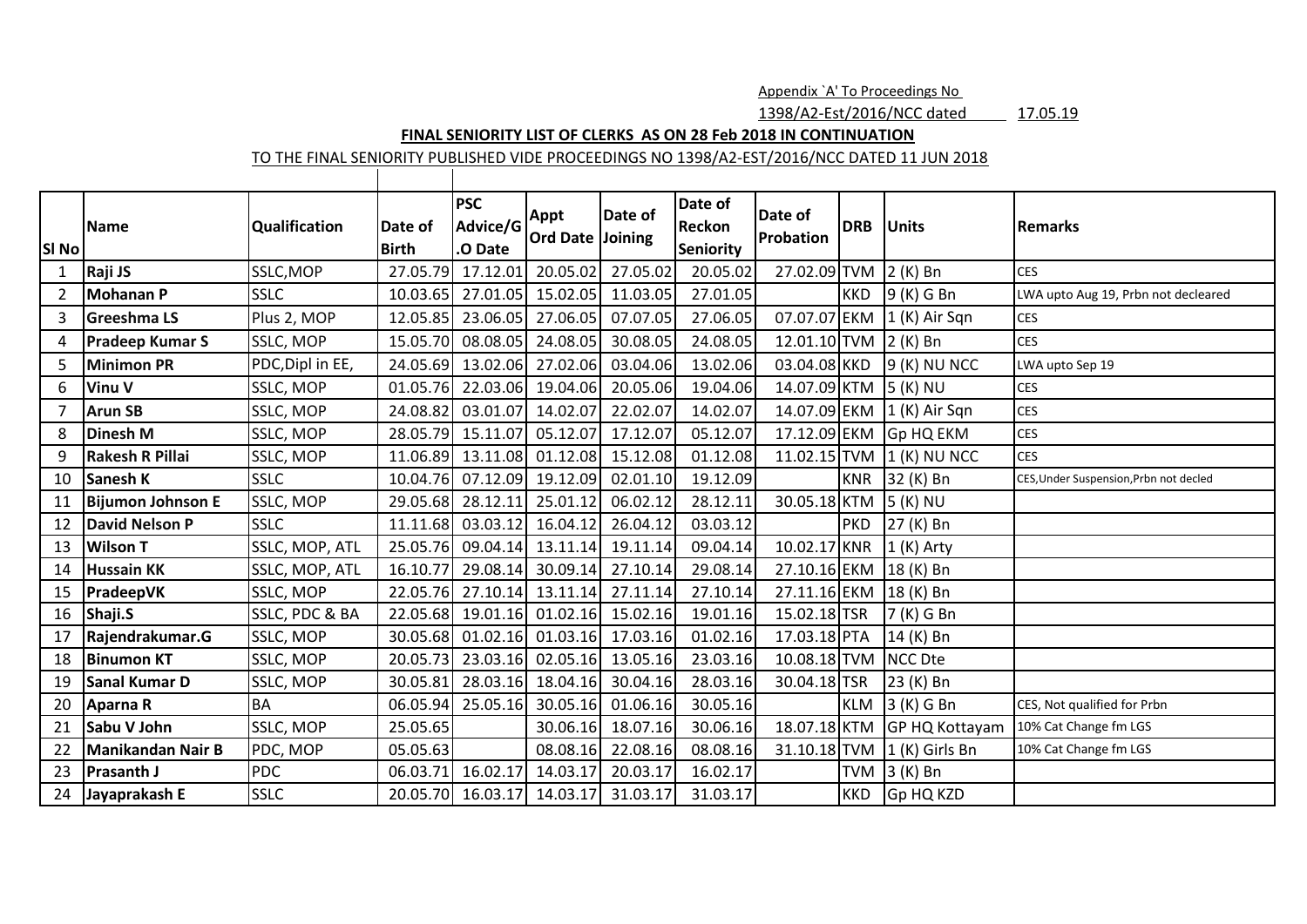Appendix `A' To Proceedings No 1398/A2-Est/2016/NCC dated 17.05.19

**FINAL SENIORITY LIST OF CLERKS AS ON 28 Feb 2018 IN CONTINUATION**

TO THE FINAL SENIORITY PUBLISHED VIDE PROCEEDINGS NO 1398/A2-EST/2016/NCC DATED 11 JUN 2018

| Sl No | Name | Qualification | Date of Birth | PSC Advice/G.O Date | Appt Ord Date | Date of Joining | Date of Reckon Seniority | Date of Probation | DRB | Units | Remarks |
|---|---|---|---|---|---|---|---|---|---|---|---|
| 1 | **Raji JS** | SSLC,MOP | 27.05.79 | 17.12.01 | 20.05.02 | 27.05.02 | 20.05.02 | 27.02.09 | TVM | 2 (K) Bn | CES |
| 2 | **Mohanan P** | SSLC | 10.03.65 | 27.01.05 | 15.02.05 | 11.03.05 | 27.01.05 | | KKD | 9 (K) G Bn | LWA upto Aug 19, Prbn not decleared |
| 3 | **Greeshma LS** | Plus 2, MOP | 12.05.85 | 23.06.05 | 27.06.05 | 07.07.05 | 27.06.05 | 07.07.07 | EKM | 1 (K) Air Sqn | CES |
| 4 | **Pradeep Kumar S** | SSLC, MOP | 15.05.70 | 08.08.05 | 24.08.05 | 30.08.05 | 24.08.05 | 12.01.10 | TVM | 2 (K) Bn | CES |
| 5 | **Minimon PR** | PDC,Dipl in EE, | 24.05.69 | 13.02.06 | 27.02.06 | 03.04.06 | 13.02.06 | 03.04.08 | KKD | 9 (K) NU NCC | LWA upto Sep 19 |
| 6 | **Vinu V** | SSLC, MOP | 01.05.76 | 22.03.06 | 19.04.06 | 20.05.06 | 19.04.06 | 14.07.09 | KTM | 5 (K) NU | CES |
| 7 | **Arun SB** | SSLC, MOP | 24.08.82 | 03.01.07 | 14.02.07 | 22.02.07 | 14.02.07 | 14.07.09 | EKM | 1 (K) Air Sqn | CES |
| 8 | **Dinesh M** | SSLC, MOP | 28.05.79 | 15.11.07 | 05.12.07 | 17.12.07 | 05.12.07 | 17.12.09 | EKM | Gp HQ EKM | CES |
| 9 | **Rakesh R Pillai** | SSLC, MOP | 11.06.89 | 13.11.08 | 01.12.08 | 15.12.08 | 01.12.08 | 11.02.15 | TVM | 1 (K) NU NCC | CES |
| 10 | **Sanesh K** | SSLC | 10.04.76 | 07.12.09 | 19.12.09 | 02.01.10 | 19.12.09 | | KNR | 32 (K) Bn | CES,Under Suspension,Prbn not decled |
| 11 | **Bijumon Johnson E** | SSLC, MOP | 29.05.68 | 28.12.11 | 25.01.12 | 06.02.12 | 28.12.11 | 30.05.18 | KTM | 5 (K) NU | |
| 12 | **David Nelson P** | SSLC | 11.11.68 | 03.03.12 | 16.04.12 | 26.04.12 | 03.03.12 | | PKD | 27 (K) Bn | |
| 13 | **Wilson T** | SSLC, MOP, ATL | 25.05.76 | 09.04.14 | 13.11.14 | 19.11.14 | 09.04.14 | 10.02.17 | KNR | 1 (K) Arty | |
| 14 | **Hussain KK** | SSLC, MOP, ATL | 16.10.77 | 29.08.14 | 30.09.14 | 27.10.14 | 29.08.14 | 27.10.16 | EKM | 18 (K) Bn | |
| 15 | **PradeepVK** | SSLC, MOP | 22.05.76 | 27.10.14 | 13.11.14 | 27.11.14 | 27.10.14 | 27.11.16 | EKM | 18 (K) Bn | |
| 16 | **Shaji.S** | SSLC, PDC & BA | 22.05.68 | 19.01.16 | 01.02.16 | 15.02.16 | 19.01.16 | 15.02.18 | TSR | 7 (K) G Bn | |
| 17 | **Rajendrakumar.G** | SSLC, MOP | 30.05.68 | 01.02.16 | 01.03.16 | 17.03.16 | 01.02.16 | 17.03.18 | PTA | 14 (K) Bn | |
| 18 | **Binumon KT** | SSLC, MOP | 20.05.73 | 23.03.16 | 02.05.16 | 13.05.16 | 23.03.16 | 10.08.18 | TVM | NCC Dte | |
| 19 | **Sanal Kumar D** | SSLC, MOP | 30.05.81 | 28.03.16 | 18.04.16 | 30.04.16 | 28.03.16 | 30.04.18 | TSR | 23 (K) Bn | |
| 20 | **Aparna R** | BA | 06.05.94 | 25.05.16 | 30.05.16 | 01.06.16 | 30.05.16 | | KLM | 3 (K) G Bn | CES, Not qualified for Prbn |
| 21 | **Sabu V John** | SSLC, MOP | 25.05.65 | | 30.06.16 | 18.07.16 | 30.06.16 | 18.07.18 | KTM | GP HQ Kottayam | 10% Cat Change fm LGS |
| 22 | **Manikandan Nair B** | PDC, MOP | 05.05.63 | | 08.08.16 | 22.08.16 | 08.08.16 | 31.10.18 | TVM | 1 (K) Girls Bn | 10% Cat Change fm LGS |
| 23 | **Prasanth J** | PDC | 06.03.71 | 16.02.17 | 14.03.17 | 20.03.17 | 16.02.17 | | TVM | 3 (K) Bn | |
| 24 | **Jayaprakash E** | SSLC | 20.05.70 | 16.03.17 | 14.03.17 | 31.03.17 | 31.03.17 | | KKD | Gp HQ KZD | |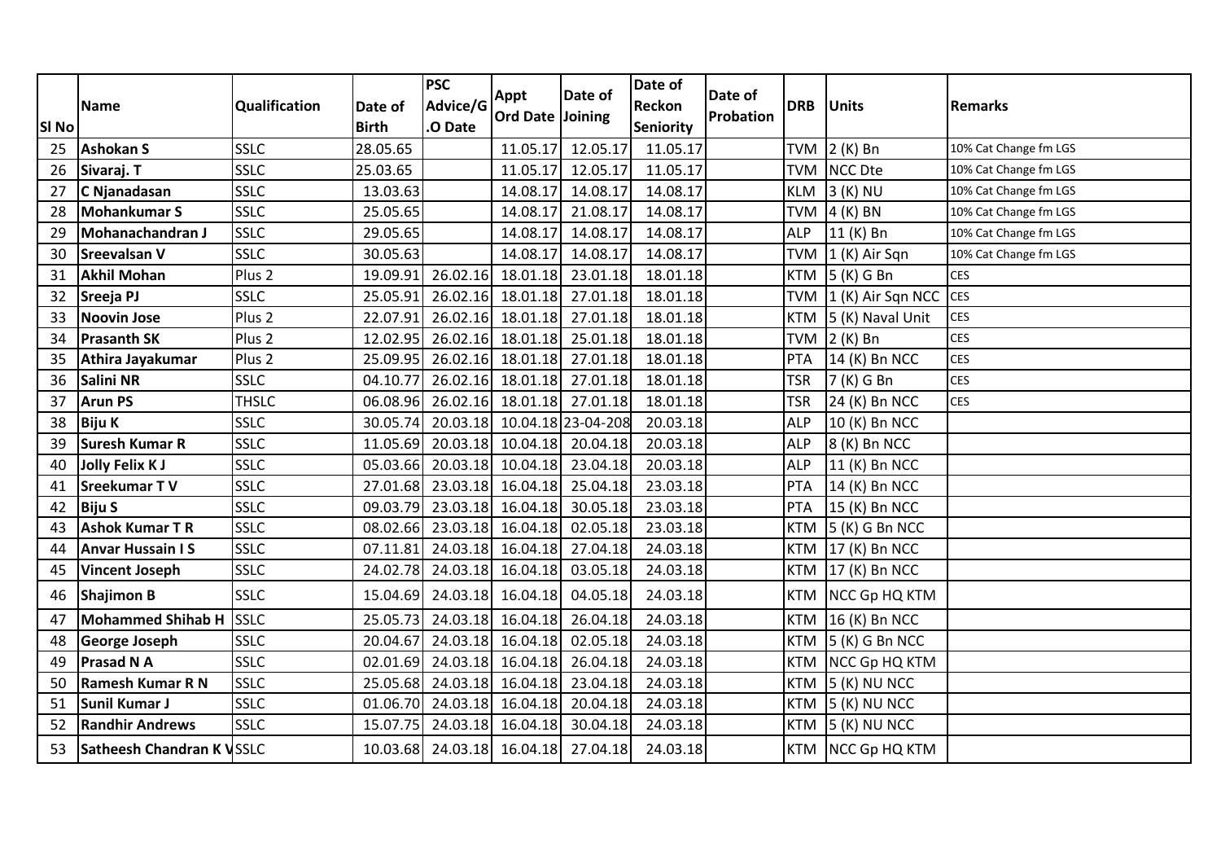| Sl No | Name | Qualification | Date of Birth | PSC Advice/G.O Date | Appt Ord Date | Date of Joining | Date of Reckon Seniority | Date of Probation | DRB | Units | Remarks |
|---|---|---|---|---|---|---|---|---|---|---|---|
| 25 | **Ashokan S** | SSLC | 28.05.65 | | 11.05.17 | 12.05.17 | 11.05.17 | | TVM | 2 (K) Bn | 10% Cat Change fm LGS |
| 26 | **Sivaraj. T** | SSLC | 25.03.65 | | 11.05.17 | 12.05.17 | 11.05.17 | | TVM | NCC Dte | 10% Cat Change fm LGS |
| 27 | **C Njanadasan** | SSLC | 13.03.63 | | 14.08.17 | 14.08.17 | 14.08.17 | | KLM | 3 (K) NU | 10% Cat Change fm LGS |
| 28 | **Mohankumar S** | SSLC | 25.05.65 | | 14.08.17 | 21.08.17 | 14.08.17 | | TVM | 4 (K) BN | 10% Cat Change fm LGS |
| 29 | **Mohanachandran J** | SSLC | 29.05.65 | | 14.08.17 | 14.08.17 | 14.08.17 | | ALP | 11 (K) Bn | 10% Cat Change fm LGS |
| 30 | **Sreevalsan V** | SSLC | 30.05.63 | | 14.08.17 | 14.08.17 | 14.08.17 | | TVM | 1 (K) Air Sqn | 10% Cat Change fm LGS |
| 31 | **Akhil Mohan** | Plus 2 | 19.09.91 | 26.02.16 | 18.01.18 | 23.01.18 | 18.01.18 | | KTM | 5 (K) G Bn | CES |
| 32 | **Sreeja PJ** | SSLC | 25.05.91 | 26.02.16 | 18.01.18 | 27.01.18 | 18.01.18 | | TVM | 1 (K) Air Sqn NCC | CES |
| 33 | **Noovin Jose** | Plus 2 | 22.07.91 | 26.02.16 | 18.01.18 | 27.01.18 | 18.01.18 | | KTM | 5 (K) Naval Unit | CES |
| 34 | **Prasanth SK** | Plus 2 | 12.02.95 | 26.02.16 | 18.01.18 | 25.01.18 | 18.01.18 | | TVM | 2 (K) Bn | CES |
| 35 | **Athira Jayakumar** | Plus 2 | 25.09.95 | 26.02.16 | 18.01.18 | 27.01.18 | 18.01.18 | | PTA | 14 (K) Bn NCC | CES |
| 36 | **Salini NR** | SSLC | 04.10.77 | 26.02.16 | 18.01.18 | 27.01.18 | 18.01.18 | | TSR | 7 (K) G Bn | CES |
| 37 | **Arun PS** | THSLC | 06.08.96 | 26.02.16 | 18.01.18 | 27.01.18 | 18.01.18 | | TSR | 24 (K) Bn NCC | CES |
| 38 | **Biju K** | SSLC | 30.05.74 | 20.03.18 | 10.04.18 | 23-04-208 | 20.03.18 | | ALP | 10 (K) Bn NCC | |
| 39 | **Suresh Kumar R** | SSLC | 11.05.69 | 20.03.18 | 10.04.18 | 20.04.18 | 20.03.18 | | ALP | 8 (K) Bn NCC | |
| 40 | **Jolly Felix K J** | SSLC | 05.03.66 | 20.03.18 | 10.04.18 | 23.04.18 | 20.03.18 | | ALP | 11 (K) Bn NCC | |
| 41 | **Sreekumar T V** | SSLC | 27.01.68 | 23.03.18 | 16.04.18 | 25.04.18 | 23.03.18 | | PTA | 14 (K) Bn NCC | |
| 42 | **Biju S** | SSLC | 09.03.79 | 23.03.18 | 16.04.18 | 30.05.18 | 23.03.18 | | PTA | 15 (K) Bn NCC | |
| 43 | **Ashok Kumar T R** | SSLC | 08.02.66 | 23.03.18 | 16.04.18 | 02.05.18 | 23.03.18 | | KTM | 5 (K) G Bn NCC | |
| 44 | **Anvar Hussain I S** | SSLC | 07.11.81 | 24.03.18 | 16.04.18 | 27.04.18 | 24.03.18 | | KTM | 17 (K) Bn NCC | |
| 45 | **Vincent Joseph** | SSLC | 24.02.78 | 24.03.18 | 16.04.18 | 03.05.18 | 24.03.18 | | KTM | 17 (K) Bn NCC | |
| 46 | **Shajimon B** | SSLC | 15.04.69 | 24.03.18 | 16.04.18 | 04.05.18 | 24.03.18 | | KTM | NCC Gp HQ KTM | |
| 47 | **Mohammed Shihab H** | SSLC | 25.05.73 | 24.03.18 | 16.04.18 | 26.04.18 | 24.03.18 | | KTM | 16 (K) Bn NCC | |
| 48 | **George Joseph** | SSLC | 20.04.67 | 24.03.18 | 16.04.18 | 02.05.18 | 24.03.18 | | KTM | 5 (K) G Bn NCC | |
| 49 | **Prasad N A** | SSLC | 02.01.69 | 24.03.18 | 16.04.18 | 26.04.18 | 24.03.18 | | KTM | NCC Gp HQ KTM | |
| 50 | **Ramesh Kumar R N** | SSLC | 25.05.68 | 24.03.18 | 16.04.18 | 23.04.18 | 24.03.18 | | KTM | 5 (K) NU NCC | |
| 51 | **Sunil Kumar J** | SSLC | 01.06.70 | 24.03.18 | 16.04.18 | 20.04.18 | 24.03.18 | | KTM | 5 (K) NU NCC | |
| 52 | **Randhir Andrews** | SSLC | 15.07.75 | 24.03.18 | 16.04.18 | 30.04.18 | 24.03.18 | | KTM | 5 (K) NU NCC | |
| 53 | **Satheesh Chandran K V** | SSLC | 10.03.68 | 24.03.18 | 16.04.18 | 27.04.18 | 24.03.18 | | KTM | NCC Gp HQ KTM | |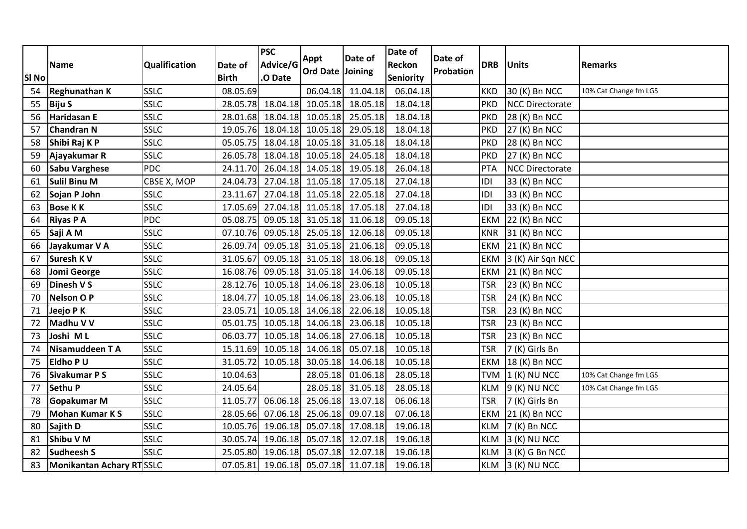| Sl No | Name | Qualification | Date of Birth | PSC Advice/G.O Date | Appt Ord Date | Date of Joining | Date of Reckon Seniority | Date of Probation | DRB | Units | Remarks |
|---|---|---|---|---|---|---|---|---|---|---|---|
| 54 | **Reghunathan K** | SSLC | 08.05.69 | | 06.04.18 | 11.04.18 | 06.04.18 | | KKD | 30 (K) Bn NCC | 10% Cat Change fm LGS |
| 55 | **Biju S** | SSLC | 28.05.78 | 18.04.18 | 10.05.18 | 18.05.18 | 18.04.18 | | PKD | NCC Directorate | |
| 56 | **Haridasan E** | SSLC | 28.01.68 | 18.04.18 | 10.05.18 | 25.05.18 | 18.04.18 | | PKD | 28 (K) Bn NCC | |
| 57 | **Chandran N** | SSLC | 19.05.76 | 18.04.18 | 10.05.18 | 29.05.18 | 18.04.18 | | PKD | 27 (K) Bn NCC | |
| 58 | **Shibi Raj K P** | SSLC | 05.05.75 | 18.04.18 | 10.05.18 | 31.05.18 | 18.04.18 | | PKD | 28 (K) Bn NCC | |
| 59 | **Ajayakumar R** | SSLC | 26.05.78 | 18.04.18 | 10.05.18 | 24.05.18 | 18.04.18 | | PKD | 27 (K) Bn NCC | |
| 60 | **Sabu Varghese** | PDC | 24.11.70 | 26.04.18 | 14.05.18 | 19.05.18 | 26.04.18 | | PTA | NCC Directorate | |
| 61 | **Sulil Binu M** | CBSE X, MOP | 24.04.73 | 27.04.18 | 11.05.18 | 17.05.18 | 27.04.18 | | IDI | 33 (K) Bn NCC | |
| 62 | **Sojan P John** | SSLC | 23.11.67 | 27.04.18 | 11.05.18 | 22.05.18 | 27.04.18 | | IDI | 33 (K) Bn NCC | |
| 63 | **Bose K K** | SSLC | 17.05.69 | 27.04.18 | 11.05.18 | 17.05.18 | 27.04.18 | | IDI | 33 (K) Bn NCC | |
| 64 | **Riyas P A** | PDC | 05.08.75 | 09.05.18 | 31.05.18 | 11.06.18 | 09.05.18 | | EKM | 22 (K) Bn NCC | |
| 65 | **Saji A M** | SSLC | 07.10.76 | 09.05.18 | 25.05.18 | 12.06.18 | 09.05.18 | | KNR | 31 (K) Bn NCC | |
| 66 | **Jayakumar V A** | SSLC | 26.09.74 | 09.05.18 | 31.05.18 | 21.06.18 | 09.05.18 | | EKM | 21 (K) Bn NCC | |
| 67 | **Suresh K V** | SSLC | 31.05.67 | 09.05.18 | 31.05.18 | 18.06.18 | 09.05.18 | | EKM | 3 (K) Air Sqn NCC | |
| 68 | **Jomi George** | SSLC | 16.08.76 | 09.05.18 | 31.05.18 | 14.06.18 | 09.05.18 | | EKM | 21 (K) Bn NCC | |
| 69 | **Dinesh V S** | SSLC | 28.12.76 | 10.05.18 | 14.06.18 | 23.06.18 | 10.05.18 | | TSR | 23 (K) Bn NCC | |
| 70 | **Nelson O P** | SSLC | 18.04.77 | 10.05.18 | 14.06.18 | 23.06.18 | 10.05.18 | | TSR | 24 (K) Bn NCC | |
| 71 | **Jeejo P K** | SSLC | 23.05.71 | 10.05.18 | 14.06.18 | 22.06.18 | 10.05.18 | | TSR | 23 (K) Bn NCC | |
| 72 | **Madhu V V** | SSLC | 05.01.75 | 10.05.18 | 14.06.18 | 23.06.18 | 10.05.18 | | TSR | 23 (K) Bn NCC | |
| 73 | **Joshi M L** | SSLC | 06.03.77 | 10.05.18 | 14.06.18 | 27.06.18 | 10.05.18 | | TSR | 23 (K) Bn NCC | |
| 74 | **Nisamuddeen T A** | SSLC | 15.11.69 | 10.05.18 | 14.06.18 | 05.07.18 | 10.05.18 | | TSR | 7 (K) Girls Bn | |
| 75 | **Eldho P U** | SSLC | 31.05.72 | 10.05.18 | 30.05.18 | 14.06.18 | 10.05.18 | | EKM | 18 (K) Bn NCC | |
| 76 | **Sivakumar P S** | SSLC | 10.04.63 | | 28.05.18 | 01.06.18 | 28.05.18 | | TVM | 1 (K) NU NCC | 10% Cat Change fm LGS |
| 77 | **Sethu P** | SSLC | 24.05.64 | | 28.05.18 | 31.05.18 | 28.05.18 | | KLM | 9 (K) NU NCC | 10% Cat Change fm LGS |
| 78 | **Gopakumar M** | SSLC | 11.05.77 | 06.06.18 | 25.06.18 | 13.07.18 | 06.06.18 | | TSR | 7 (K) Girls Bn | |
| 79 | **Mohan Kumar K S** | SSLC | 28.05.66 | 07.06.18 | 25.06.18 | 09.07.18 | 07.06.18 | | EKM | 21 (K) Bn NCC | |
| 80 | **Sajith D** | SSLC | 10.05.76 | 19.06.18 | 05.07.18 | 17.08.18 | 19.06.18 | | KLM | 7 (K) Bn NCC | |
| 81 | **Shibu V M** | SSLC | 30.05.74 | 19.06.18 | 05.07.18 | 12.07.18 | 19.06.18 | | KLM | 3 (K) NU NCC | |
| 82 | **Sudheesh S** | SSLC | 25.05.80 | 19.06.18 | 05.07.18 | 12.07.18 | 19.06.18 | | KLM | 3 (K) G Bn NCC | |
| 83 | **Monikantan Achary RT** | SSLC | 07.05.81 | 19.06.18 | 05.07.18 | 11.07.18 | 19.06.18 | | KLM | 3 (K) NU NCC | |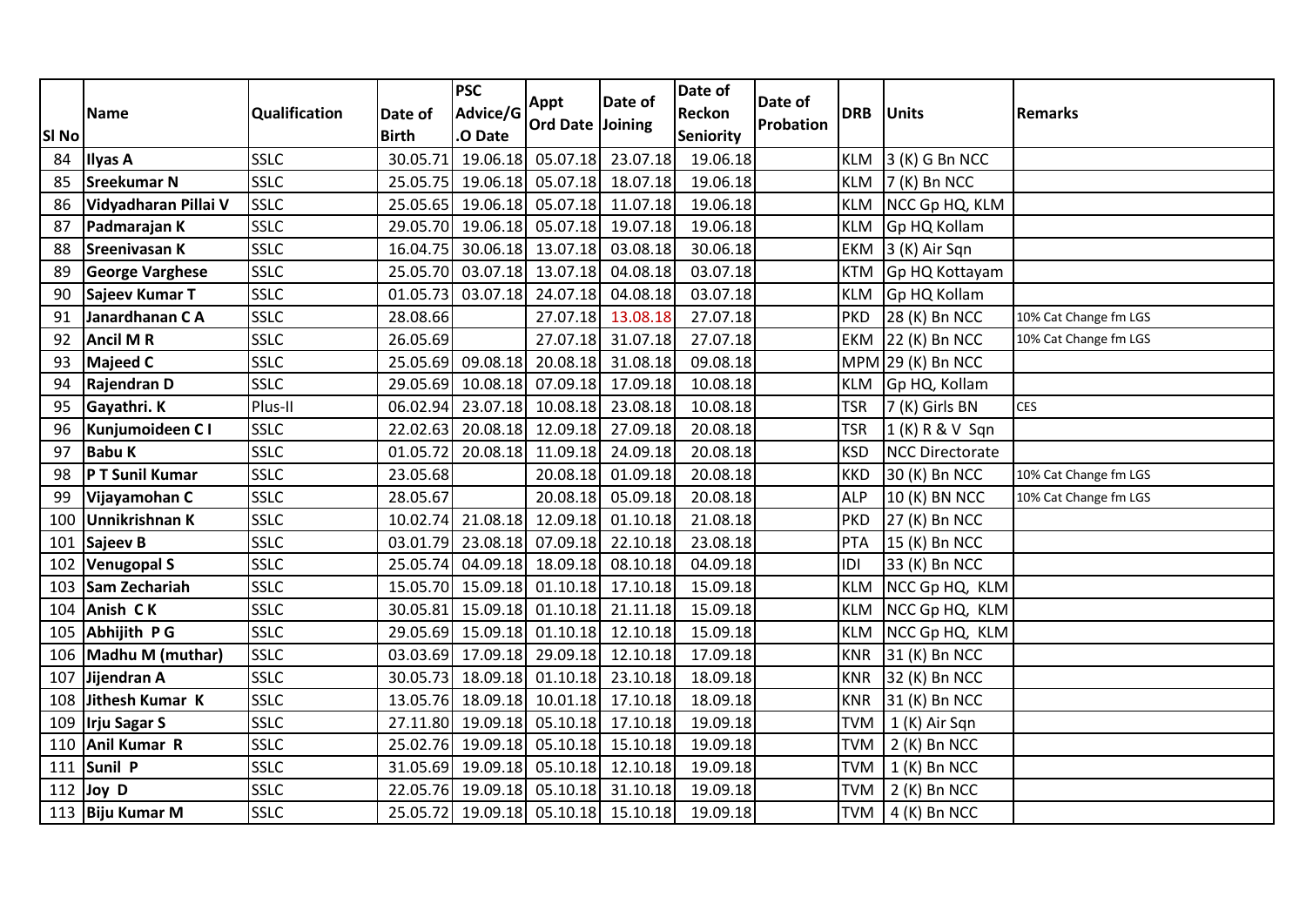| Sl No | Name | Qualification | Date of Birth | PSC Advice/G.O Date | Appt Ord Date | Date of Joining | Date of Reckon Seniority | Date of Probation | DRB | Units | Remarks |
|---|---|---|---|---|---|---|---|---|---|---|---|
| 84 | **Ilyas A** | SSLC | 30.05.71 | 19.06.18 | 05.07.18 | 23.07.18 | 19.06.18 | | KLM | 3 (K) G Bn NCC | |
| 85 | **Sreekumar N** | SSLC | 25.05.75 | 19.06.18 | 05.07.18 | 18.07.18 | 19.06.18 | | KLM | 7 (K) Bn NCC | |
| 86 | **Vidyadharan Pillai V** | SSLC | 25.05.65 | 19.06.18 | 05.07.18 | 11.07.18 | 19.06.18 | | KLM | NCC Gp HQ, KLM | |
| 87 | **Padmarajan K** | SSLC | 29.05.70 | 19.06.18 | 05.07.18 | 19.07.18 | 19.06.18 | | KLM | Gp HQ Kollam | |
| 88 | **Sreenivasan K** | SSLC | 16.04.75 | 30.06.18 | 13.07.18 | 03.08.18 | 30.06.18 | | EKM | 3 (K) Air Sqn | |
| 89 | **George Varghese** | SSLC | 25.05.70 | 03.07.18 | 13.07.18 | 04.08.18 | 03.07.18 | | KTM | Gp HQ Kottayam | |
| 90 | **Sajeev Kumar T** | SSLC | 01.05.73 | 03.07.18 | 24.07.18 | 04.08.18 | 03.07.18 | | KLM | Gp HQ Kollam | |
| 91 | **Janardhanan C A** | SSLC | 28.08.66 | | 27.07.18 | 13.08.18 | 27.07.18 | | PKD | 28 (K) Bn NCC | 10% Cat Change fm LGS |
| 92 | **Ancil M R** | SSLC | 26.05.69 | | 27.07.18 | 31.07.18 | 27.07.18 | | EKM | 22 (K) Bn NCC | 10% Cat Change fm LGS |
| 93 | **Majeed C** | SSLC | 25.05.69 | 09.08.18 | 20.08.18 | 31.08.18 | 09.08.18 | | MPM | 29 (K) Bn NCC | |
| 94 | **Rajendran D** | SSLC | 29.05.69 | 10.08.18 | 07.09.18 | 17.09.18 | 10.08.18 | | KLM | Gp HQ, Kollam | |
| 95 | **Gayathri. K** | Plus-II | 06.02.94 | 23.07.18 | 10.08.18 | 23.08.18 | 10.08.18 | | TSR | 7 (K) Girls BN | CES |
| 96 | **Kunjumoideen C I** | SSLC | 22.02.63 | 20.08.18 | 12.09.18 | 27.09.18 | 20.08.18 | | TSR | 1 (K) R & V Sqn | |
| 97 | **Babu K** | SSLC | 01.05.72 | 20.08.18 | 11.09.18 | 24.09.18 | 20.08.18 | | KSD | NCC Directorate | |
| 98 | **P T Sunil Kumar** | SSLC | 23.05.68 | | 20.08.18 | 01.09.18 | 20.08.18 | | KKD | 30 (K) Bn NCC | 10% Cat Change fm LGS |
| 99 | **Vijayamohan C** | SSLC | 28.05.67 | | 20.08.18 | 05.09.18 | 20.08.18 | | ALP | 10 (K) BN NCC | 10% Cat Change fm LGS |
| 100 | **Unnikrishnan K** | SSLC | 10.02.74 | 21.08.18 | 12.09.18 | 01.10.18 | 21.08.18 | | PKD | 27 (K) Bn NCC | |
| 101 | **Sajeev B** | SSLC | 03.01.79 | 23.08.18 | 07.09.18 | 22.10.18 | 23.08.18 | | PTA | 15 (K) Bn NCC | |
| 102 | **Venugopal S** | SSLC | 25.05.74 | 04.09.18 | 18.09.18 | 08.10.18 | 04.09.18 | | IDI | 33 (K) Bn NCC | |
| 103 | **Sam Zechariah** | SSLC | 15.05.70 | 15.09.18 | 01.10.18 | 17.10.18 | 15.09.18 | | KLM | NCC Gp HQ, KLM | |
| 104 | **Anish C K** | SSLC | 30.05.81 | 15.09.18 | 01.10.18 | 21.11.18 | 15.09.18 | | KLM | NCC Gp HQ, KLM | |
| 105 | **Abhijith P G** | SSLC | 29.05.69 | 15.09.18 | 01.10.18 | 12.10.18 | 15.09.18 | | KLM | NCC Gp HQ, KLM | |
| 106 | **Madhu M (muthar)** | SSLC | 03.03.69 | 17.09.18 | 29.09.18 | 12.10.18 | 17.09.18 | | KNR | 31 (K) Bn NCC | |
| 107 | **Jijendran A** | SSLC | 30.05.73 | 18.09.18 | 01.10.18 | 23.10.18 | 18.09.18 | | KNR | 32 (K) Bn NCC | |
| 108 | **Jithesh Kumar K** | SSLC | 13.05.76 | 18.09.18 | 10.01.18 | 17.10.18 | 18.09.18 | | KNR | 31 (K) Bn NCC | |
| 109 | **Irju Sagar S** | SSLC | 27.11.80 | 19.09.18 | 05.10.18 | 17.10.18 | 19.09.18 | | TVM | 1 (K) Air Sqn | |
| 110 | **Anil Kumar R** | SSLC | 25.02.76 | 19.09.18 | 05.10.18 | 15.10.18 | 19.09.18 | | TVM | 2 (K) Bn NCC | |
| 111 | **Sunil P** | SSLC | 31.05.69 | 19.09.18 | 05.10.18 | 12.10.18 | 19.09.18 | | TVM | 1 (K) Bn NCC | |
| 112 | **Joy D** | SSLC | 22.05.76 | 19.09.18 | 05.10.18 | 31.10.18 | 19.09.18 | | TVM | 2 (K) Bn NCC | |
| 113 | **Biju Kumar M** | SSLC | 25.05.72 | 19.09.18 | 05.10.18 | 15.10.18 | 19.09.18 | | TVM | 4 (K) Bn NCC | |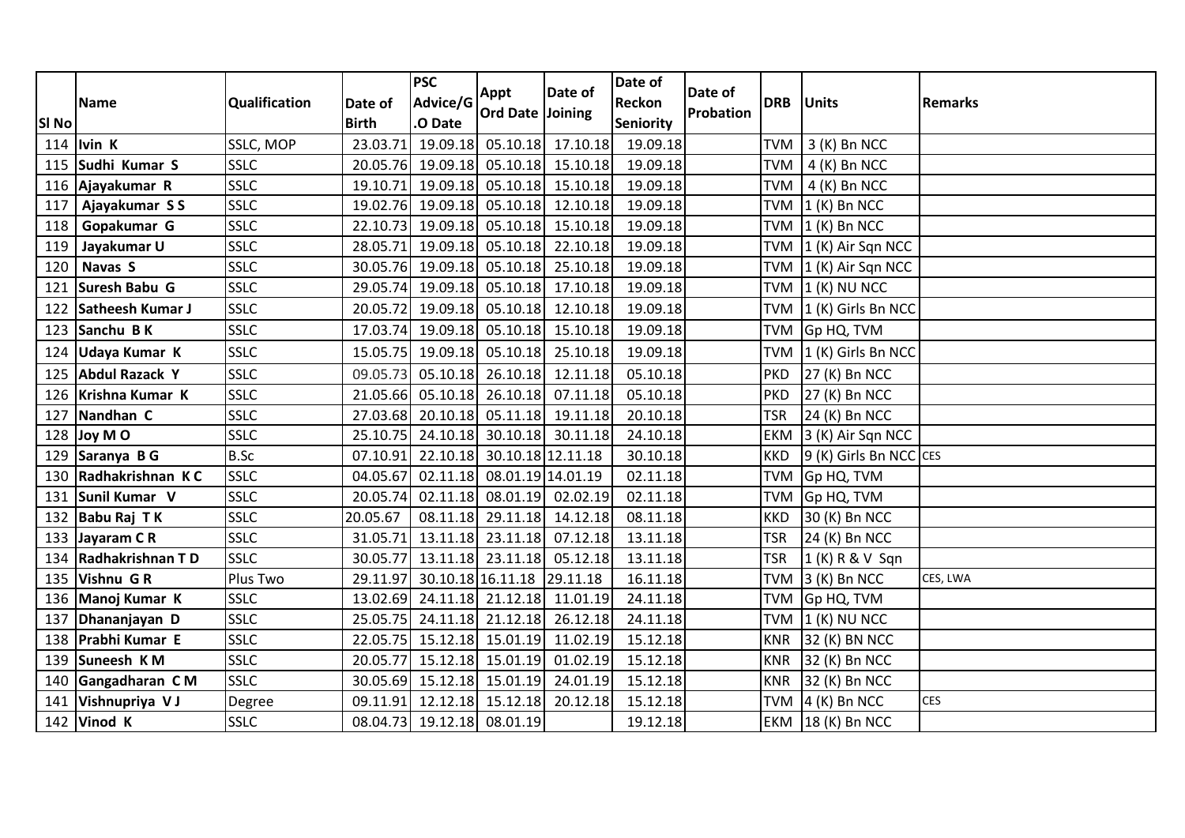| Sl No | Name | Qualification | Date of Birth | PSC Advice/G .O Date | Appt Ord Date | Date of Joining | Date of Reckon Seniority | Date of Probation | DRB | Units | Remarks |
|---|---|---|---|---|---|---|---|---|---|---|---|
| 114 | Ivin K | SSLC, MOP | 23.03.71 | 19.09.18 | 05.10.18 | 17.10.18 | 19.09.18 | | TVM | 3 (K) Bn NCC | |
| 115 | Sudhi Kumar S | SSLC | 20.05.76 | 19.09.18 | 05.10.18 | 15.10.18 | 19.09.18 | | TVM | 4 (K) Bn NCC | |
| 116 | Ajayakumar R | SSLC | 19.10.71 | 19.09.18 | 05.10.18 | 15.10.18 | 19.09.18 | | TVM | 4 (K) Bn NCC | |
| 117 | Ajayakumar S S | SSLC | 19.02.76 | 19.09.18 | 05.10.18 | 12.10.18 | 19.09.18 | | TVM | 1 (K) Bn NCC | |
| 118 | Gopakumar G | SSLC | 22.10.73 | 19.09.18 | 05.10.18 | 15.10.18 | 19.09.18 | | TVM | 1 (K) Bn NCC | |
| 119 | Jayakumar U | SSLC | 28.05.71 | 19.09.18 | 05.10.18 | 22.10.18 | 19.09.18 | | TVM | 1 (K) Air Sqn NCC | |
| 120 | Navas S | SSLC | 30.05.76 | 19.09.18 | 05.10.18 | 25.10.18 | 19.09.18 | | TVM | 1 (K) Air Sqn NCC | |
| 121 | Suresh Babu G | SSLC | 29.05.74 | 19.09.18 | 05.10.18 | 17.10.18 | 19.09.18 | | TVM | 1 (K) NU NCC | |
| 122 | Satheesh Kumar J | SSLC | 20.05.72 | 19.09.18 | 05.10.18 | 12.10.18 | 19.09.18 | | TVM | 1 (K) Girls Bn NCC | |
| 123 | Sanchu B K | SSLC | 17.03.74 | 19.09.18 | 05.10.18 | 15.10.18 | 19.09.18 | | TVM | Gp HQ, TVM | |
| 124 | Udaya Kumar K | SSLC | 15.05.75 | 19.09.18 | 05.10.18 | 25.10.18 | 19.09.18 | | TVM | 1 (K) Girls Bn NCC | |
| 125 | Abdul Razack Y | SSLC | 09.05.73 | 05.10.18 | 26.10.18 | 12.11.18 | 05.10.18 | | PKD | 27 (K) Bn NCC | |
| 126 | Krishna Kumar K | SSLC | 21.05.66 | 05.10.18 | 26.10.18 | 07.11.18 | 05.10.18 | | PKD | 27 (K) Bn NCC | |
| 127 | Nandhan C | SSLC | 27.03.68 | 20.10.18 | 05.11.18 | 19.11.18 | 20.10.18 | | TSR | 24 (K) Bn NCC | |
| 128 | Joy M O | SSLC | 25.10.75 | 24.10.18 | 30.10.18 | 30.11.18 | 24.10.18 | | EKM | 3 (K) Air Sqn NCC | |
| 129 | Saranya B G | B.Sc | 07.10.91 | 22.10.18 | 30.10.18 | 12.11.18 | 30.10.18 | | KKD | 9 (K) Girls Bn NCC | CES |
| 130 | Radhakrishnan K C | SSLC | 04.05.67 | 02.11.18 | 08.01.19 | 14.01.19 | 02.11.18 | | TVM | Gp HQ, TVM | |
| 131 | Sunil Kumar V | SSLC | 20.05.74 | 02.11.18 | 08.01.19 | 02.02.19 | 02.11.18 | | TVM | Gp HQ, TVM | |
| 132 | Babu Raj T K | SSLC | 20.05.67 | 08.11.18 | 29.11.18 | 14.12.18 | 08.11.18 | | KKD | 30 (K) Bn NCC | |
| 133 | Jayaram C R | SSLC | 31.05.71 | 13.11.18 | 23.11.18 | 07.12.18 | 13.11.18 | | TSR | 24 (K) Bn NCC | |
| 134 | Radhakrishnan T D | SSLC | 30.05.77 | 13.11.18 | 23.11.18 | 05.12.18 | 13.11.18 | | TSR | 1 (K) R & V Sqn | |
| 135 | Vishnu G R | Plus Two | 29.11.97 | 30.10.18 | 16.11.18 | 29.11.18 | 16.11.18 | | TVM | 3 (K) Bn NCC | CES, LWA |
| 136 | Manoj Kumar K | SSLC | 13.02.69 | 24.11.18 | 21.12.18 | 11.01.19 | 24.11.18 | | TVM | Gp HQ, TVM | |
| 137 | Dhananjayan D | SSLC | 25.05.75 | 24.11.18 | 21.12.18 | 26.12.18 | 24.11.18 | | TVM | 1 (K) NU NCC | |
| 138 | Prabhi Kumar E | SSLC | 22.05.75 | 15.12.18 | 15.01.19 | 11.02.19 | 15.12.18 | | KNR | 32 (K) BN NCC | |
| 139 | Suneesh K M | SSLC | 20.05.77 | 15.12.18 | 15.01.19 | 01.02.19 | 15.12.18 | | KNR | 32 (K) Bn NCC | |
| 140 | Gangadharan C M | SSLC | 30.05.69 | 15.12.18 | 15.01.19 | 24.01.19 | 15.12.18 | | KNR | 32 (K) Bn NCC | |
| 141 | Vishnupriya V J | Degree | 09.11.91 | 12.12.18 | 15.12.18 | 20.12.18 | 15.12.18 | | TVM | 4 (K) Bn NCC | CES |
| 142 | Vinod K | SSLC | 08.04.73 | 19.12.18 | 08.01.19 | | 19.12.18 | | EKM | 18 (K) Bn NCC | |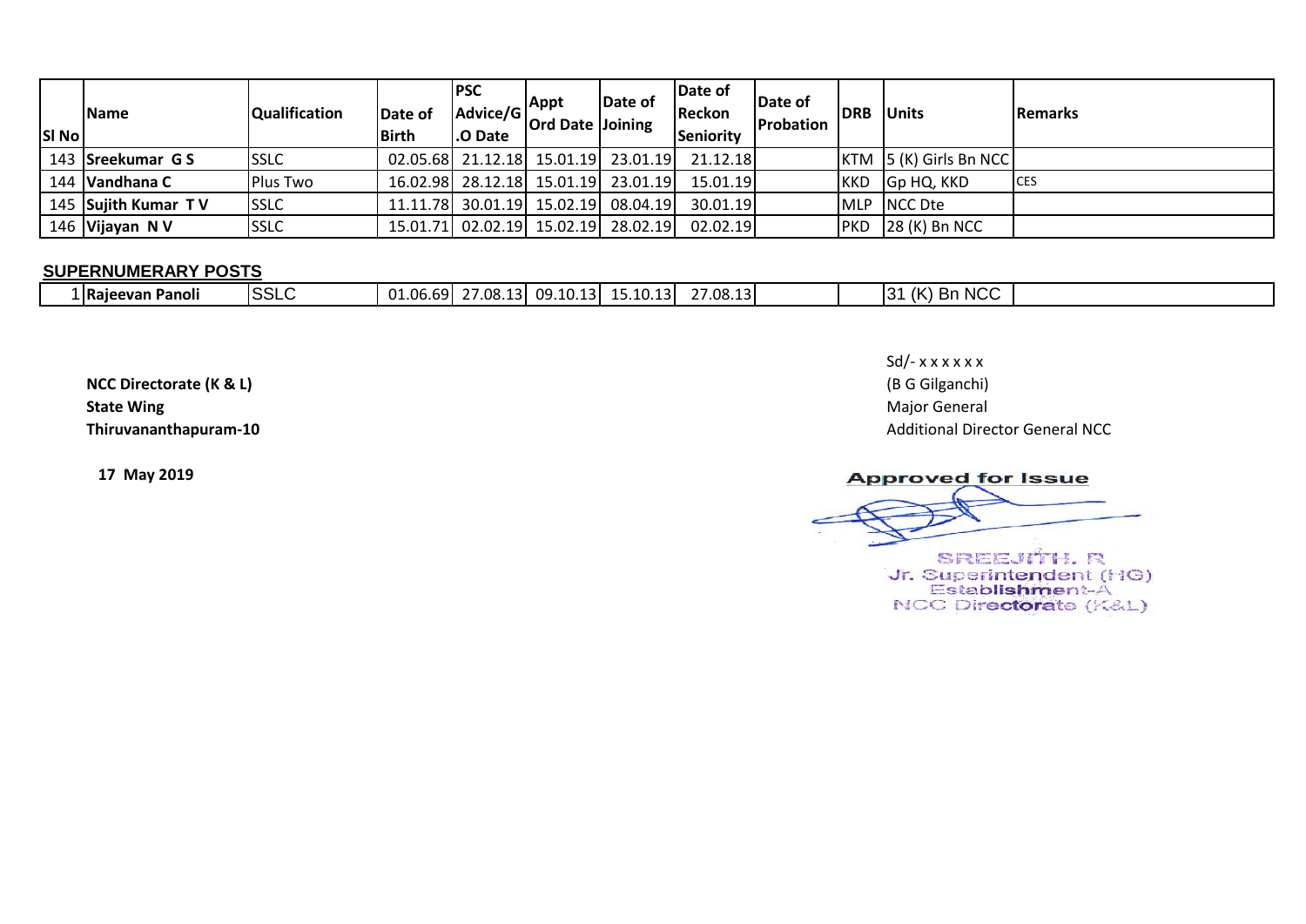| Sl No | Name | Qualification | Date of Birth | PSC Advice/G.O Date | Appt Ord Date | Date of Joining | Date of Reckon Seniority | Date of Probation | DRB | Units | Remarks |
|---|---|---|---|---|---|---|---|---|---|---|---|
| 143 | **Sreekumar G S** | SSLC | 02.05.68 | 21.12.18 | 15.01.19 | 23.01.19 | 21.12.18 | | KTM | 5 (K) Girls Bn NCC | |
| 144 | **Vandhana C** | Plus Two | 16.02.98 | 28.12.18 | 15.01.19 | 23.01.19 | 15.01.19 | | KKD | Gp HQ, KKD | CES |
| 145 | **Sujith Kumar T V** | SSLC | 11.11.78 | 30.01.19 | 15.02.19 | 08.04.19 | 30.01.19 | | MLP | NCC Dte | |
| 146 | **Vijayan N V** | SSLC | 15.01.71 | 02.02.19 | 15.02.19 | 28.02.19 | 02.02.19 | | PKD | 28 (K) Bn NCC | |

**SUPERNUMERARY POSTS**

| | | | | | | | | | | | |
|---|---|---|---|---|---|---|---|---|---|---|---|
| 1 | **Rajeevan Panoli** | SSLC | 01.06.69 | 27.08.13 | 09.10.13 | 15.10.13 | 27.08.13 | | | 31 (K) Bn NCC | |

Sd/- x x x x x x
(B G Gilganchi)
Major General
Additional Director General NCC

**NCC Directorate (K & L)**
**State Wing**
**Thiruvananthapuram-10**

**17 May 2019**

**Approved for Issue**

SREEJITH. R
Jr. Superintendent (HG)
Establishment-A
NCC Directorate (K&L)